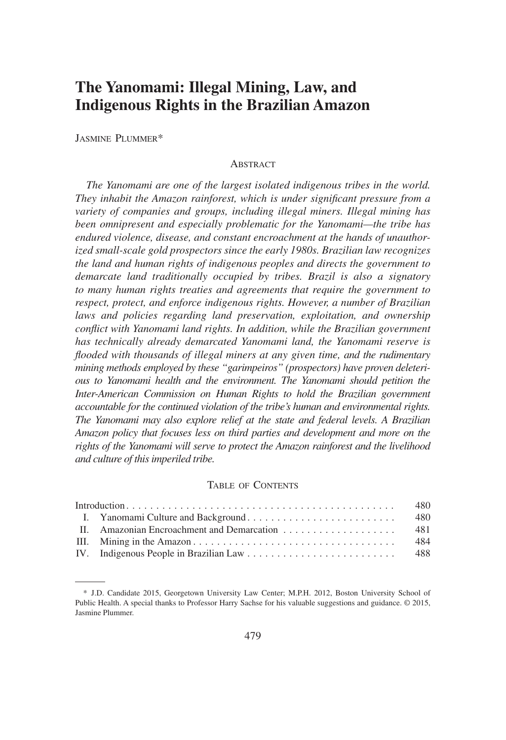# The Yanomami: Illegal Mining, Law, and Indigenous Rights in the Brazilian Amazon

JASMINE PLUMMER*

## ABSTRACT

*The Yanomami are one of the largest isolated indigenous tribes in the world. They inhabit the Amazon rainforest, which is under significant pressure from a variety of companies and groups, including illegal miners. Illegal mining has been omnipresent and especially problematic for the Yanomami—the tribe has endured violence, disease, and constant encroachment at the hands of unauthorized small-scale gold prospectors since the early 1980s. Brazilian law recognizes the land and human rights of indigenous peoples and directs the government to demarcate land traditionally occupied by tribes. Brazil is also a signatory to many human rights treaties and agreements that require the government to respect, protect, and enforce indigenous rights. However, a number of Brazilian laws and policies regarding land preservation, exploitation, and ownership conflict with Yanomami land rights. In addition, while the Brazilian government has technically already demarcated Yanomami land, the Yanomami reserve is flooded with thousands of illegal miners at any given time, and the rudimentary mining methods employed by these "garimpeiros" (prospectors) have proven deleterious to Yanomami health and the environment. The Yanomami should petition the Inter-American Commission on Human Rights to hold the Brazilian government accountable for the continued violation of the tribe's human and environmental rights. The Yanomami may also explore relief at the state and federal levels. A Brazilian Amazon policy that focuses less on third parties and development and more on the rights of the Yanomami will serve to protect the Amazon rainforest and the livelihood and culture of this imperiled tribe.*

## TABLE OF CONTENTS

| | |
|---|---|
| Introduction | 480 |
| I. Yanomami Culture and Background | 480 |
| II. Amazonian Encroachment and Demarcation | 481 |
| III. Mining in the Amazon | 484 |
| IV. Indigenous People in Brazilian Law | 488 |

---

\* J.D. Candidate 2015, Georgetown University Law Center; M.P.H. 2012, Boston University School of Public Health. A special thanks to Professor Harry Sachse for his valuable suggestions and guidance. © 2015, Jasmine Plummer.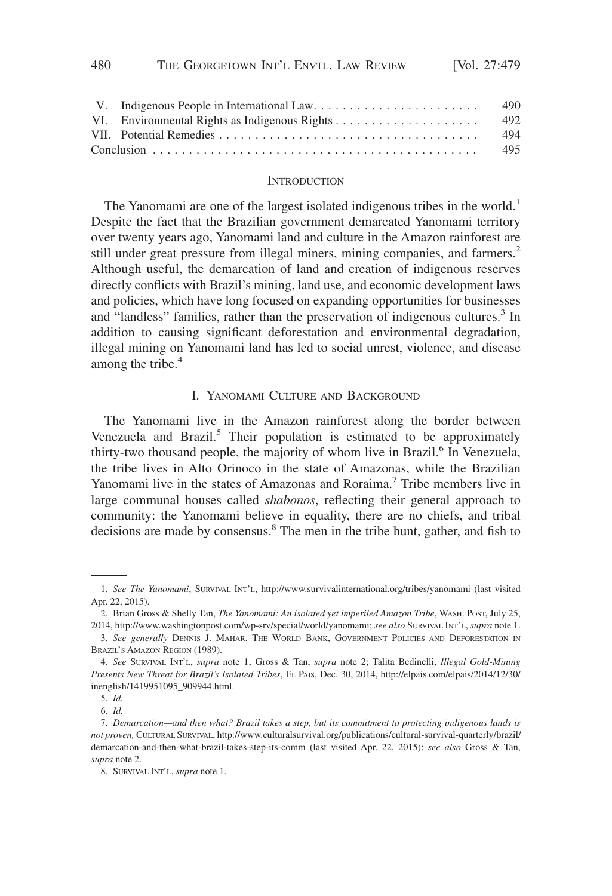| | | |
|---|---|---|
| V. | Indigenous People in International Law | 490 |
| VI. | Environmental Rights as Indigenous Rights | 492 |
| VII. | Potential Remedies | 494 |
| Conclusion | | 495 |

## Introduction

The Yanomami are one of the largest isolated indigenous tribes in the world.[1] Despite the fact that the Brazilian government demarcated Yanomami territory over twenty years ago, Yanomami land and culture in the Amazon rainforest are still under great pressure from illegal miners, mining companies, and farmers.[2] Although useful, the demarcation of land and creation of indigenous reserves directly conflicts with Brazil's mining, land use, and economic development laws and policies, which have long focused on expanding opportunities for businesses and "landless" families, rather than the preservation of indigenous cultures.[3] In addition to causing significant deforestation and environmental degradation, illegal mining on Yanomami land has led to social unrest, violence, and disease among the tribe.[4]

## I. Yanomami Culture and Background

The Yanomami live in the Amazon rainforest along the border between Venezuela and Brazil.[5] Their population is estimated to be approximately thirty-two thousand people, the majority of whom live in Brazil.[6] In Venezuela, the tribe lives in Alto Orinoco in the state of Amazonas, while the Brazilian Yanomami live in the states of Amazonas and Roraima.[7] Tribe members live in large communal houses called *shabonos*, reflecting their general approach to community: the Yanomami believe in equality, there are no chiefs, and tribal decisions are made by consensus.[8] The men in the tribe hunt, gather, and fish to

---

1. *See The Yanomami*, Survival Int'l, http://www.survivalinternational.org/tribes/yanomami (last visited Apr. 22, 2015).

2. Brian Gross & Shelly Tan, *The Yanomami: An isolated yet imperiled Amazon Tribe*, Wash. Post, July 25, 2014, http://www.washingtonpost.com/wp-srv/special/world/yanomami; *see also* Survival Int'l, *supra* note 1.

3. *See generally* Dennis J. Mahar, The World Bank, Government Policies and Deforestation in Brazil's Amazon Region (1989).

4. *See* Survival Int'l, *supra* note 1; Gross & Tan, *supra* note 2; Talita Bedinelli, *Illegal Gold-Mining Presents New Threat for Brazil's Isolated Tribes*, El País, Dec. 30, 2014, http://elpais.com/elpais/2014/12/30/inenglish/1419951095_909944.html.

5. *Id.*

6. *Id.*

7. *Demarcation—and then what? Brazil takes a step, but its commitment to protecting indigenous lands is not proven,* Cultural Survival, http://www.culturalsurvival.org/publications/cultural-survival-quarterly/brazil/demarcation-and-then-what-brazil-takes-step-its-comm (last visited Apr. 22, 2015); *see also* Gross & Tan, *supra* note 2.

8. Survival Int'l, *supra* note 1.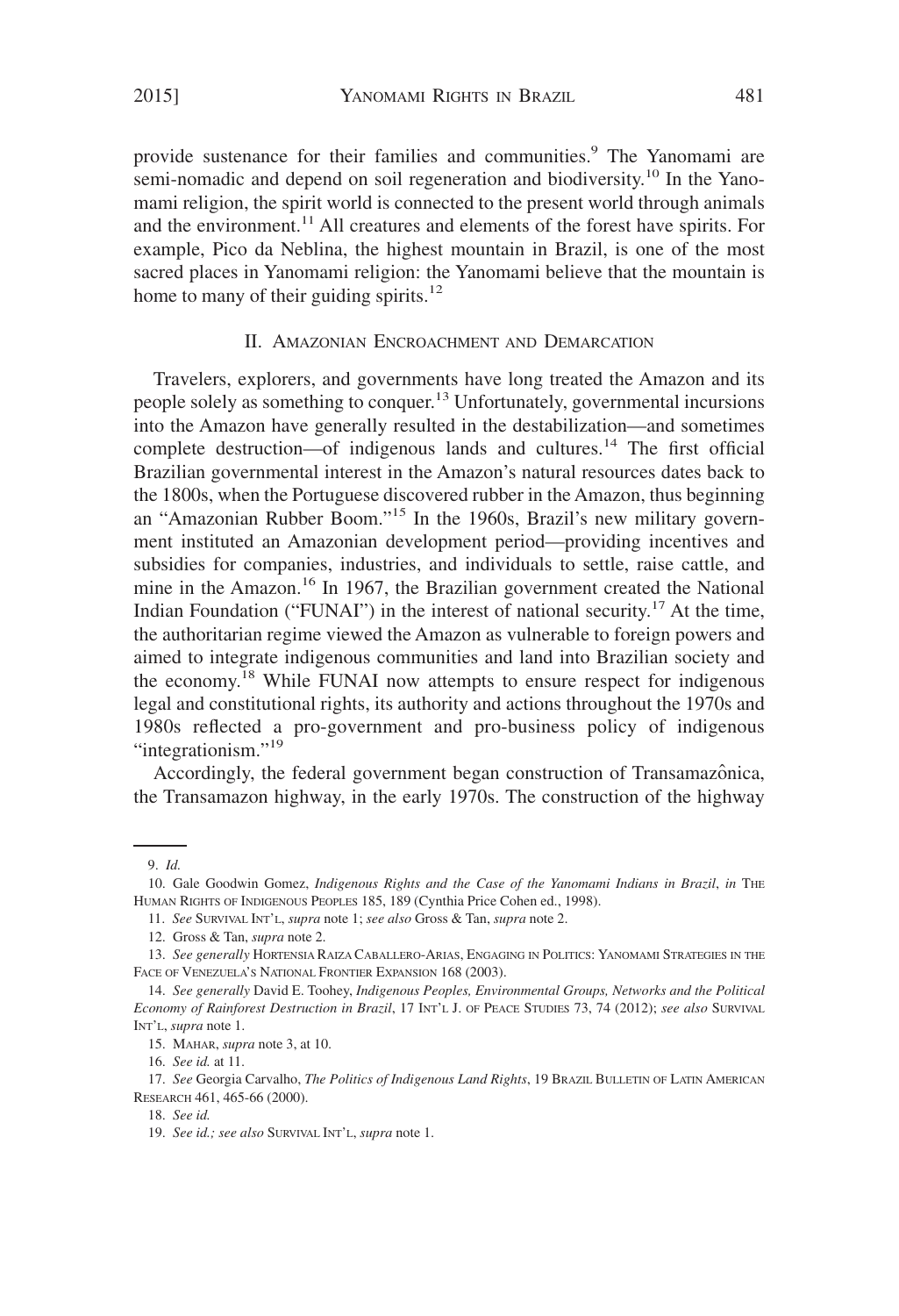provide sustenance for their families and communities.[9] The Yanomami are semi-nomadic and depend on soil regeneration and biodiversity.[10] In the Yanomami religion, the spirit world is connected to the present world through animals and the environment.[11] All creatures and elements of the forest have spirits. For example, Pico da Neblina, the highest mountain in Brazil, is one of the most sacred places in Yanomami religion: the Yanomami believe that the mountain is home to many of their guiding spirits.[12]

## II. Amazonian Encroachment and Demarcation

Travelers, explorers, and governments have long treated the Amazon and its people solely as something to conquer.[13] Unfortunately, governmental incursions into the Amazon have generally resulted in the destabilization—and sometimes complete destruction—of indigenous lands and cultures.[14] The first official Brazilian governmental interest in the Amazon's natural resources dates back to the 1800s, when the Portuguese discovered rubber in the Amazon, thus beginning an "Amazonian Rubber Boom."[15] In the 1960s, Brazil's new military government instituted an Amazonian development period—providing incentives and subsidies for companies, industries, and individuals to settle, raise cattle, and mine in the Amazon.[16] In 1967, the Brazilian government created the National Indian Foundation ("FUNAI") in the interest of national security.[17] At the time, the authoritarian regime viewed the Amazon as vulnerable to foreign powers and aimed to integrate indigenous communities and land into Brazilian society and the economy.[18] While FUNAI now attempts to ensure respect for indigenous legal and constitutional rights, its authority and actions throughout the 1970s and 1980s reflected a pro-government and pro-business policy of indigenous "integrationism."[19]

Accordingly, the federal government began construction of Transamazônica, the Transamazon highway, in the early 1970s. The construction of the highway

---

9. *Id.*

10. Gale Goodwin Gomez, *Indigenous Rights and the Case of the Yanomami Indians in Brazil*, *in* The Human Rights of Indigenous Peoples 185, 189 (Cynthia Price Cohen ed., 1998).

11. *See* Survival Int'l, *supra* note 1; *see also* Gross & Tan, *supra* note 2.

12. Gross & Tan, *supra* note 2.

13. *See generally* Hortensia Raiza Caballero-Arias, Engaging in Politics: Yanomami Strategies in the Face of Venezuela's National Frontier Expansion 168 (2003).

14. *See generally* David E. Toohey, *Indigenous Peoples, Environmental Groups, Networks and the Political Economy of Rainforest Destruction in Brazil*, 17 Int'l J. of Peace Studies 73, 74 (2012); *see also* Survival Int'l, *supra* note 1.

15. Mahar, *supra* note 3, at 10.

16. *See id.* at 11.

17. *See* Georgia Carvalho, *The Politics of Indigenous Land Rights*, 19 Brazil Bulletin of Latin American Research 461, 465-66 (2000).

18. *See id.*

19. *See id.; see also* Survival Int'l, *supra* note 1.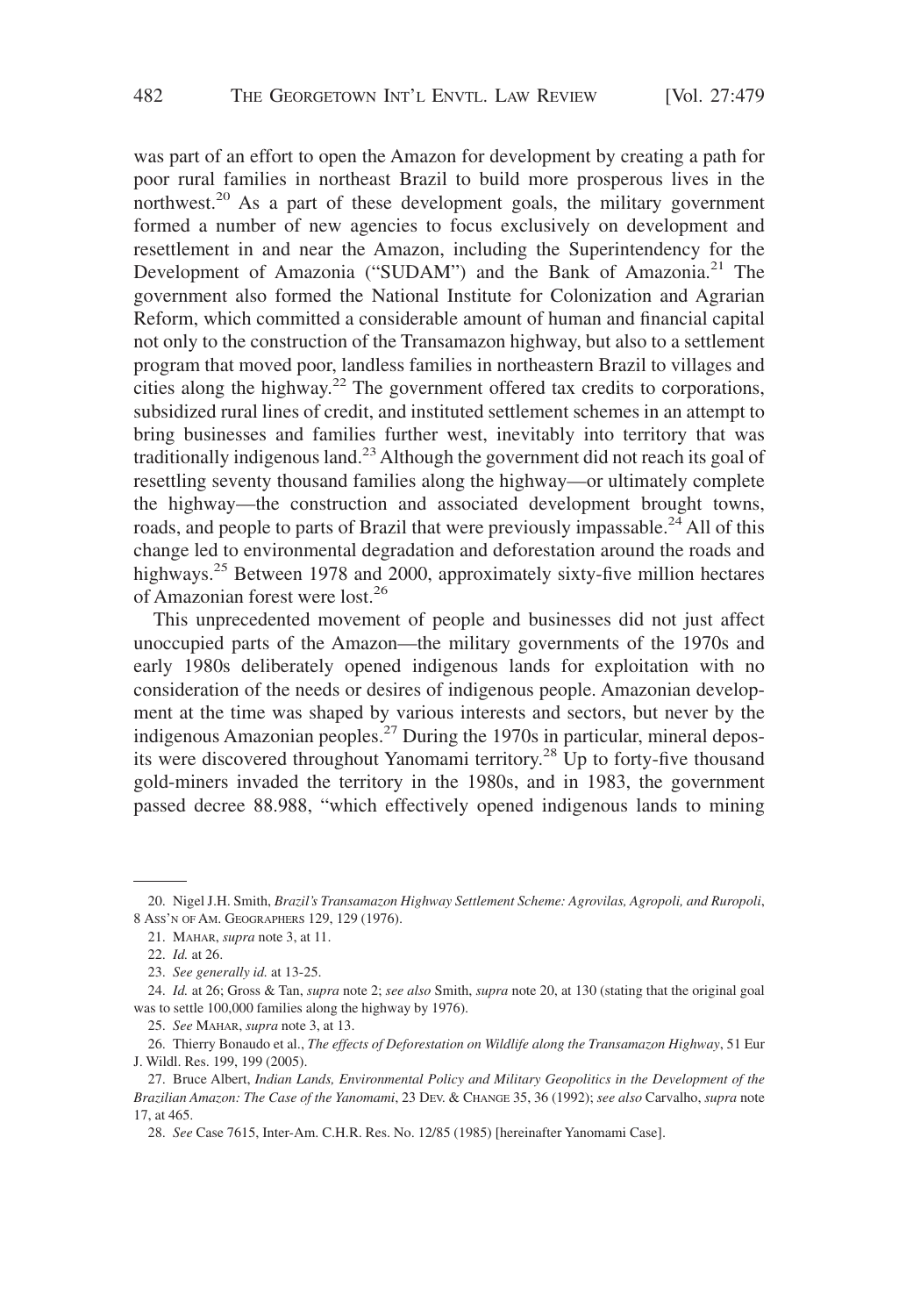was part of an effort to open the Amazon for development by creating a path for poor rural families in northeast Brazil to build more prosperous lives in the northwest.[20] As a part of these development goals, the military government formed a number of new agencies to focus exclusively on development and resettlement in and near the Amazon, including the Superintendency for the Development of Amazonia ("SUDAM") and the Bank of Amazonia.[21] The government also formed the National Institute for Colonization and Agrarian Reform, which committed a considerable amount of human and financial capital not only to the construction of the Transamazon highway, but also to a settlement program that moved poor, landless families in northeastern Brazil to villages and cities along the highway.[22] The government offered tax credits to corporations, subsidized rural lines of credit, and instituted settlement schemes in an attempt to bring businesses and families further west, inevitably into territory that was traditionally indigenous land.[23] Although the government did not reach its goal of resettling seventy thousand families along the highway—or ultimately complete the highway—the construction and associated development brought towns, roads, and people to parts of Brazil that were previously impassable.[24] All of this change led to environmental degradation and deforestation around the roads and highways.[25] Between 1978 and 2000, approximately sixty-five million hectares of Amazonian forest were lost.[26]

This unprecedented movement of people and businesses did not just affect unoccupied parts of the Amazon—the military governments of the 1970s and early 1980s deliberately opened indigenous lands for exploitation with no consideration of the needs or desires of indigenous people. Amazonian development at the time was shaped by various interests and sectors, but never by the indigenous Amazonian peoples.[27] During the 1970s in particular, mineral deposits were discovered throughout Yanomami territory.[28] Up to forty-five thousand gold-miners invaded the territory in the 1980s, and in 1983, the government passed decree 88.988, "which effectively opened indigenous lands to mining

---

20. Nigel J.H. Smith, *Brazil's Transamazon Highway Settlement Scheme: Agrovilas, Agropoli, and Ruropoli*, 8 Ass'n of Am. Geographers 129, 129 (1976).

21. Mahar, *supra* note 3, at 11.

22. *Id.* at 26.

23. *See generally id.* at 13-25.

24. *Id.* at 26; Gross & Tan, *supra* note 2; *see also* Smith, *supra* note 20, at 130 (stating that the original goal was to settle 100,000 families along the highway by 1976).

25. *See* Mahar, *supra* note 3, at 13.

26. Thierry Bonaudo et al., *The effects of Deforestation on Wildlife along the Transamazon Highway*, 51 Eur J. Wildl. Res. 199, 199 (2005).

27. Bruce Albert, *Indian Lands, Environmental Policy and Military Geopolitics in the Development of the Brazilian Amazon: The Case of the Yanomami*, 23 Dev. & Change 35, 36 (1992); *see also* Carvalho, *supra* note 17, at 465.

28. *See* Case 7615, Inter-Am. C.H.R. Res. No. 12/85 (1985) [hereinafter Yanomami Case].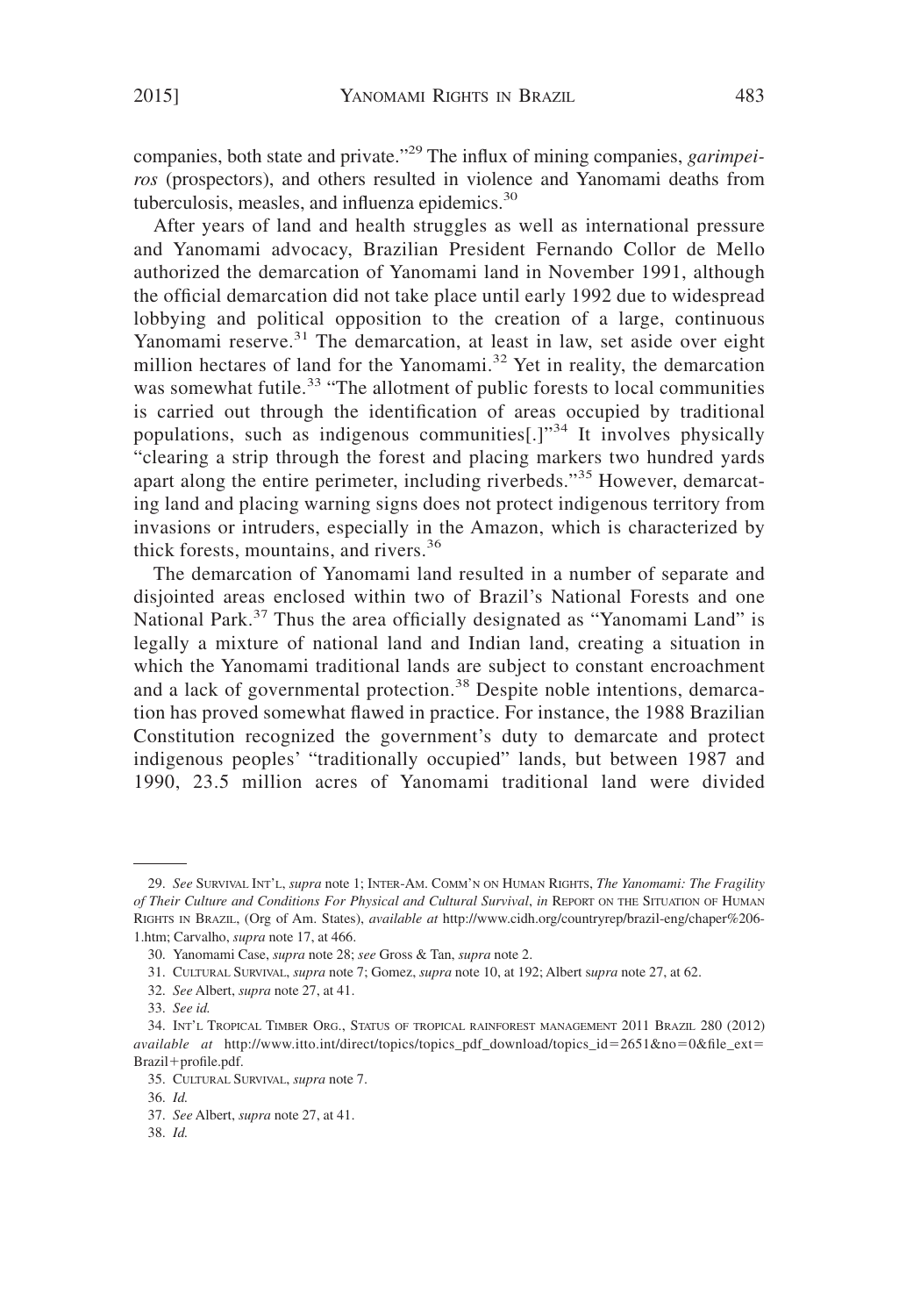companies, both state and private."[29] The influx of mining companies, *garimpeiros* (prospectors), and others resulted in violence and Yanomami deaths from tuberculosis, measles, and influenza epidemics.[30]

After years of land and health struggles as well as international pressure and Yanomami advocacy, Brazilian President Fernando Collor de Mello authorized the demarcation of Yanomami land in November 1991, although the official demarcation did not take place until early 1992 due to widespread lobbying and political opposition to the creation of a large, continuous Yanomami reserve.[31] The demarcation, at least in law, set aside over eight million hectares of land for the Yanomami.[32] Yet in reality, the demarcation was somewhat futile.[33] "The allotment of public forests to local communities is carried out through the identification of areas occupied by traditional populations, such as indigenous communities[.]"[34] It involves physically "clearing a strip through the forest and placing markers two hundred yards apart along the entire perimeter, including riverbeds."[35] However, demarcating land and placing warning signs does not protect indigenous territory from invasions or intruders, especially in the Amazon, which is characterized by thick forests, mountains, and rivers.[36]

The demarcation of Yanomami land resulted in a number of separate and disjointed areas enclosed within two of Brazil's National Forests and one National Park.[37] Thus the area officially designated as "Yanomami Land" is legally a mixture of national land and Indian land, creating a situation in which the Yanomami traditional lands are subject to constant encroachment and a lack of governmental protection.[38] Despite noble intentions, demarcation has proved somewhat flawed in practice. For instance, the 1988 Brazilian Constitution recognized the government's duty to demarcate and protect indigenous peoples' "traditionally occupied" lands, but between 1987 and 1990, 23.5 million acres of Yanomami traditional land were divided

---

29. *See* Survival Int'l, *supra* note 1; Inter-Am. Comm'n on Human Rights, *The Yanomami: The Fragility of Their Culture and Conditions For Physical and Cultural Survival*, *in* Report on the Situation of Human Rights in Brazil, (Org of Am. States), *available at* http://www.cidh.org/countryrep/brazil-eng/chaper%206-1.htm; Carvalho, *supra* note 17, at 466.

30. Yanomami Case, *supra* note 28; *see* Gross & Tan, *supra* note 2.

31. Cultural Survival, *supra* note 7; Gomez, *supra* note 10, at 192; Albert s*upra* note 27, at 62.

32. *See* Albert, *supra* note 27, at 41.

33. *See id.*

34. Int'l Tropical Timber Org., Status of tropical rainforest management 2011 Brazil 280 (2012) *available at* http://www.itto.int/direct/topics/topics_pdf_download/topics_id=2651&no=0&file_ext=Brazil+profile.pdf.

35. Cultural Survival, *supra* note 7.

36. *Id.*

37. *See* Albert, *supra* note 27, at 41.

38. *Id.*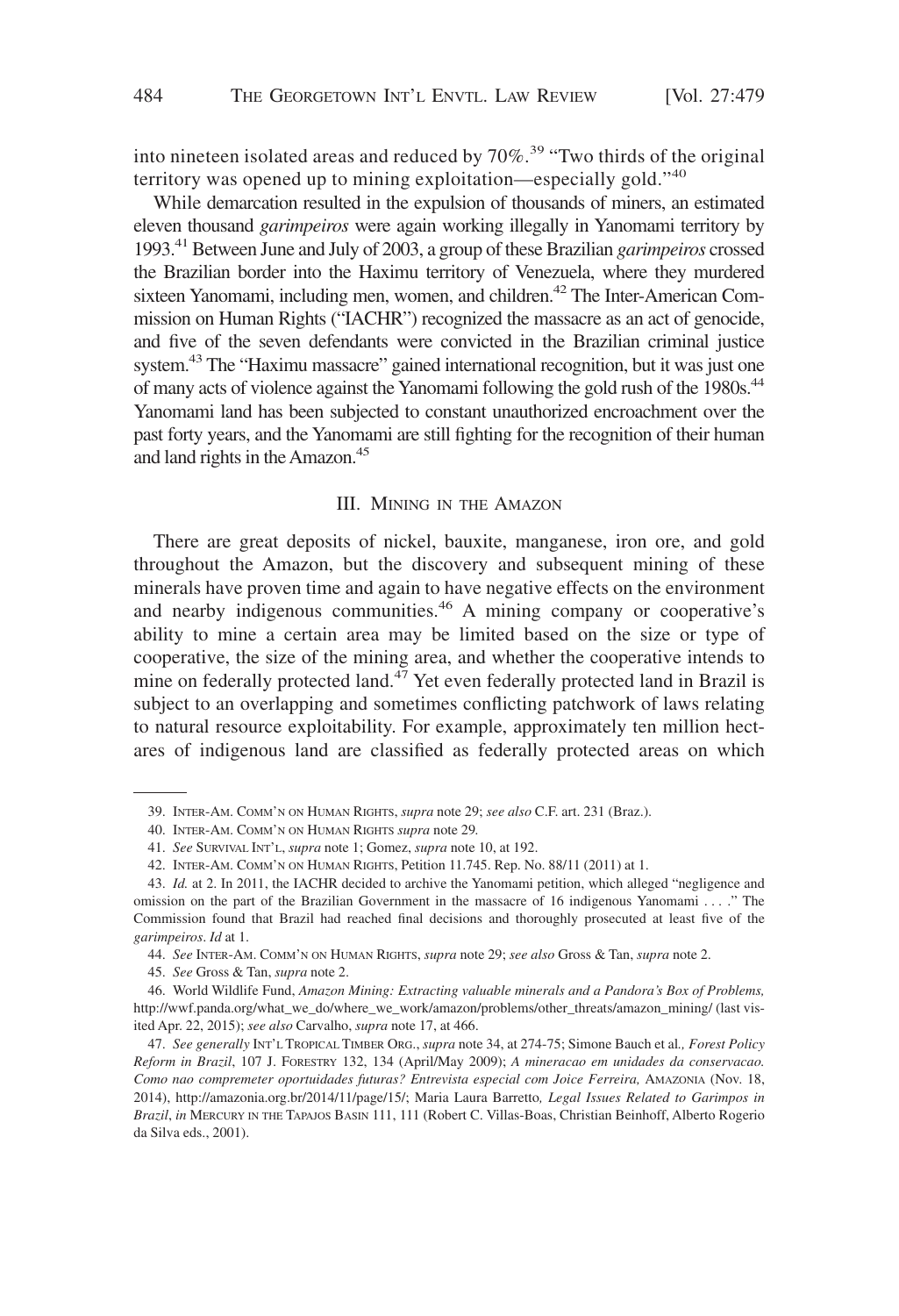into nineteen isolated areas and reduced by 70%.[39] "Two thirds of the original territory was opened up to mining exploitation—especially gold."[40]

While demarcation resulted in the expulsion of thousands of miners, an estimated eleven thousand *garimpeiros* were again working illegally in Yanomami territory by 1993.[41] Between June and July of 2003, a group of these Brazilian *garimpeiros* crossed the Brazilian border into the Haximu territory of Venezuela, where they murdered sixteen Yanomami, including men, women, and children.[42] The Inter-American Commission on Human Rights ("IACHR") recognized the massacre as an act of genocide, and five of the seven defendants were convicted in the Brazilian criminal justice system.[43] The "Haximu massacre" gained international recognition, but it was just one of many acts of violence against the Yanomami following the gold rush of the 1980s.[44] Yanomami land has been subjected to constant unauthorized encroachment over the past forty years, and the Yanomami are still fighting for the recognition of their human and land rights in the Amazon.[45]

## III. Mining in the Amazon

There are great deposits of nickel, bauxite, manganese, iron ore, and gold throughout the Amazon, but the discovery and subsequent mining of these minerals have proven time and again to have negative effects on the environment and nearby indigenous communities.[46] A mining company or cooperative's ability to mine a certain area may be limited based on the size or type of cooperative, the size of the mining area, and whether the cooperative intends to mine on federally protected land.[47] Yet even federally protected land in Brazil is subject to an overlapping and sometimes conflicting patchwork of laws relating to natural resource exploitability. For example, approximately ten million hectares of indigenous land are classified as federally protected areas on which

---

39. Inter-Am. Comm'n on Human Rights, *supra* note 29; *see also* C.F. art. 231 (Braz.).

40. Inter-Am. Comm'n on Human Rights *supra* note 29.

41. *See* Survival Int'l, *supra* note 1; Gomez, *supra* note 10, at 192.

42. Inter-Am. Comm'n on Human Rights, Petition 11.745. Rep. No. 88/11 (2011) at 1.

43. *Id.* at 2. In 2011, the IACHR decided to archive the Yanomami petition, which alleged "negligence and omission on the part of the Brazilian Government in the massacre of 16 indigenous Yanomami . . . ." The Commission found that Brazil had reached final decisions and thoroughly prosecuted at least five of the *garimpeiros*. *Id* at 1.

44. *See* Inter-Am. Comm'n on Human Rights, *supra* note 29; *see also* Gross & Tan, *supra* note 2.

45. *See* Gross & Tan, *supra* note 2.

46. World Wildlife Fund, *Amazon Mining: Extracting valuable minerals and a Pandora's Box of Problems,* http://wwf.panda.org/what_we_do/where_we_work/amazon/problems/other_threats/amazon_mining/ (last visited Apr. 22, 2015); *see also* Carvalho, *supra* note 17, at 466.

47. *See generally* Int'l Tropical Timber Org., *supra* note 34, at 274-75; Simone Bauch et al*., Forest Policy Reform in Brazil*, 107 J. Forestry 132, 134 (April/May 2009); *A mineracao em unidades da conservacao. Como nao compremeter oportuidades futuras? Entrevista especial com Joice Ferreira,* Amazonia (Nov. 18, 2014), http://amazonia.org.br/2014/11/page/15/; Maria Laura Barretto*, Legal Issues Related to Garimpos in Brazil*, *in* Mercury in the Tapajos Basin 111, 111 (Robert C. Villas-Boas, Christian Beinhoff, Alberto Rogerio da Silva eds., 2001).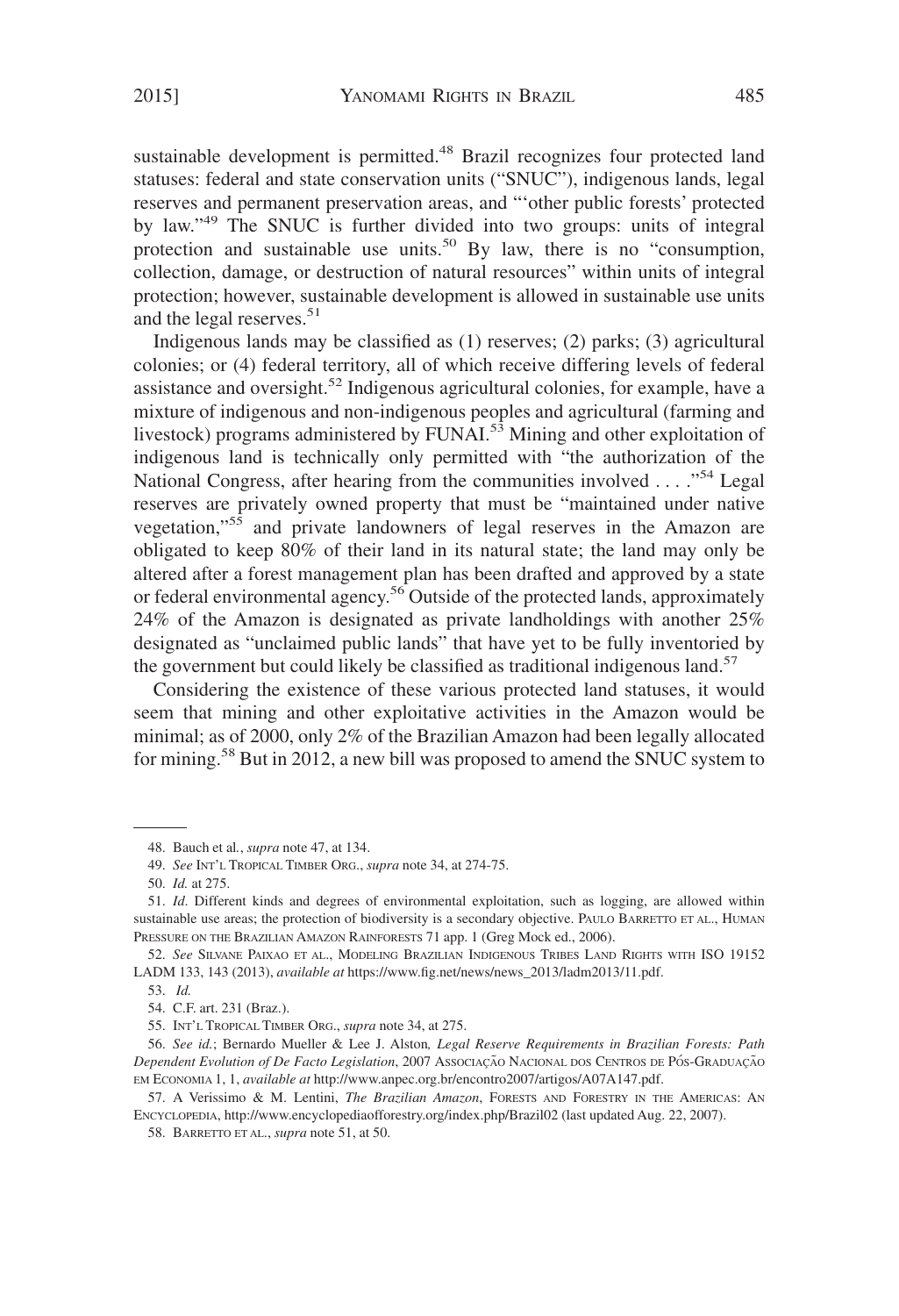sustainable development is permitted.[48] Brazil recognizes four protected land statuses: federal and state conservation units ("SNUC"), indigenous lands, legal reserves and permanent preservation areas, and "'other public forests' protected by law."[49] The SNUC is further divided into two groups: units of integral protection and sustainable use units.[50] By law, there is no "consumption, collection, damage, or destruction of natural resources" within units of integral protection; however, sustainable development is allowed in sustainable use units and the legal reserves.[51]

Indigenous lands may be classified as (1) reserves; (2) parks; (3) agricultural colonies; or (4) federal territory, all of which receive differing levels of federal assistance and oversight.[52] Indigenous agricultural colonies, for example, have a mixture of indigenous and non-indigenous peoples and agricultural (farming and livestock) programs administered by FUNAI.[53] Mining and other exploitation of indigenous land is technically only permitted with "the authorization of the National Congress, after hearing from the communities involved . . . ."[54] Legal reserves are privately owned property that must be "maintained under native vegetation,"[55] and private landowners of legal reserves in the Amazon are obligated to keep 80% of their land in its natural state; the land may only be altered after a forest management plan has been drafted and approved by a state or federal environmental agency.[56] Outside of the protected lands, approximately 24% of the Amazon is designated as private landholdings with another 25% designated as "unclaimed public lands" that have yet to be fully inventoried by the government but could likely be classified as traditional indigenous land.[57]

Considering the existence of these various protected land statuses, it would seem that mining and other exploitative activities in the Amazon would be minimal; as of 2000, only 2% of the Brazilian Amazon had been legally allocated for mining.[58] But in 2012, a new bill was proposed to amend the SNUC system to

---

48. Bauch et al., *supra* note 47, at 134.

49. *See* INT'L TROPICAL TIMBER ORG., *supra* note 34, at 274-75.

50. *Id.* at 275.

51. *Id*. Different kinds and degrees of environmental exploitation, such as logging, are allowed within sustainable use areas; the protection of biodiversity is a secondary objective. PAULO BARRETTO ET AL., HUMAN PRESSURE ON THE BRAZILIAN AMAZON RAINFORESTS 71 app. 1 (Greg Mock ed., 2006).

52. *See* SILVANE PAIXAO ET AL., MODELING BRAZILIAN INDIGENOUS TRIBES LAND RIGHTS WITH ISO 19152 LADM 133, 143 (2013), *available at* https://www.fig.net/news/news_2013/ladm2013/11.pdf.

53. *Id.*

54. C.F. art. 231 (Braz.).

55. INT'L TROPICAL TIMBER ORG., *supra* note 34, at 275.

56. *See id.*; Bernardo Mueller & Lee J. Alston*, Legal Reserve Requirements in Brazilian Forests: Path Dependent Evolution of De Facto Legislation*, 2007 ASSOCIAÇÃO NACIONAL DOS CENTROS DE PÓS-GRADUAÇÃO EM ECONOMIA 1, 1, *available at* http://www.anpec.org.br/encontro2007/artigos/A07A147.pdf.

57. A Verissimo & M. Lentini, *The Brazilian Amazon*, FORESTS AND FORESTRY IN THE AMERICAS: AN ENCYCLOPEDIA, http://www.encyclopediaofforestry.org/index.php/Brazil02 (last updated Aug. 22, 2007).

58. BARRETTO ET AL., *supra* note 51, at 50.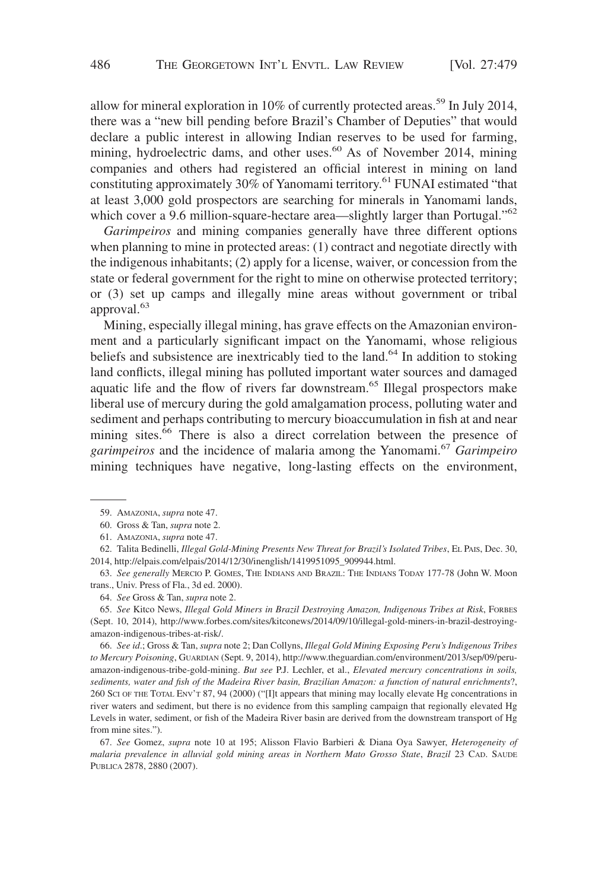allow for mineral exploration in 10% of currently protected areas.[59] In July 2014, there was a "new bill pending before Brazil's Chamber of Deputies" that would declare a public interest in allowing Indian reserves to be used for farming, mining, hydroelectric dams, and other uses.[60] As of November 2014, mining companies and others had registered an official interest in mining on land constituting approximately 30% of Yanomami territory.[61] FUNAI estimated "that at least 3,000 gold prospectors are searching for minerals in Yanomami lands, which cover a 9.6 million-square-hectare area—slightly larger than Portugal."[62]

*Garimpeiros* and mining companies generally have three different options when planning to mine in protected areas: (1) contract and negotiate directly with the indigenous inhabitants; (2) apply for a license, waiver, or concession from the state or federal government for the right to mine on otherwise protected territory; or (3) set up camps and illegally mine areas without government or tribal approval.[63]

Mining, especially illegal mining, has grave effects on the Amazonian environment and a particularly significant impact on the Yanomami, whose religious beliefs and subsistence are inextricably tied to the land.[64] In addition to stoking land conflicts, illegal mining has polluted important water sources and damaged aquatic life and the flow of rivers far downstream.[65] Illegal prospectors make liberal use of mercury during the gold amalgamation process, polluting water and sediment and perhaps contributing to mercury bioaccumulation in fish at and near mining sites.[66] There is also a direct correlation between the presence of *garimpeiros* and the incidence of malaria among the Yanomami.[67] *Garimpeiro* mining techniques have negative, long-lasting effects on the environment,

---

59. AMAZONIA, *supra* note 47.

60. Gross & Tan, *supra* note 2.

61. AMAZONIA, *supra* note 47.

62. Talita Bedinelli, *Illegal Gold-Mining Presents New Threat for Brazil's Isolated Tribes*, EL PAIS, Dec. 30, 2014, http://elpais.com/elpais/2014/12/30/inenglish/1419951095_909944.html.

63. *See generally* MERCIO P. GOMES, THE INDIANS AND BRAZIL: THE INDIANS TODAY 177-78 (John W. Moon trans., Univ. Press of Fla., 3d ed. 2000).

64. *See* Gross & Tan, *supra* note 2.

65. *See* Kitco News, *Illegal Gold Miners in Brazil Destroying Amazon, Indigenous Tribes at Risk*, FORBES (Sept. 10, 2014), http://www.forbes.com/sites/kitconews/2014/09/10/illegal-gold-miners-in-brazil-destroying-amazon-indigenous-tribes-at-risk/.

66. *See id.*; Gross & Tan, *supra* note 2; Dan Collyns, *Illegal Gold Mining Exposing Peru's Indigenous Tribes to Mercury Poisoning*, GUARDIAN (Sept. 9, 2014), http://www.theguardian.com/environment/2013/sep/09/peru-amazon-indigenous-tribe-gold-mining. *But see* P.J. Lechler, et al., *Elevated mercury concentrations in soils, sediments, water and fish of the Madeira River basin, Brazilian Amazon: a function of natural enrichments*?, 260 SCI OF THE TOTAL ENV'T 87, 94 (2000) ("[I]t appears that mining may locally elevate Hg concentrations in river waters and sediment, but there is no evidence from this sampling campaign that regionally elevated Hg Levels in water, sediment, or fish of the Madeira River basin are derived from the downstream transport of Hg from mine sites.").

67. *See* Gomez, *supra* note 10 at 195; Alisson Flavio Barbieri & Diana Oya Sawyer, *Heterogeneity of malaria prevalence in alluvial gold mining areas in Northern Mato Grosso State*, *Brazil* 23 CAD. SAUDE PUBLICA 2878, 2880 (2007).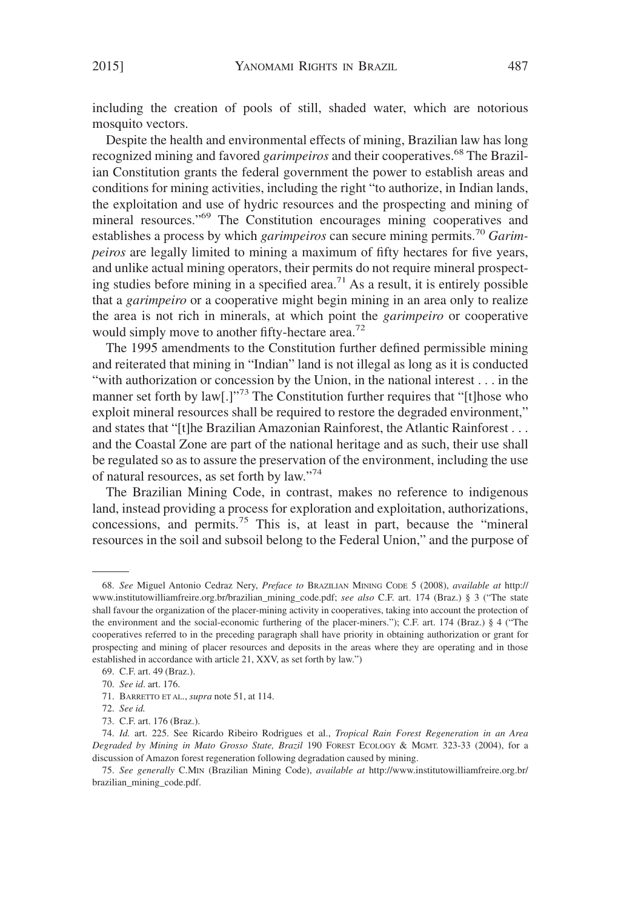including the creation of pools of still, shaded water, which are notorious mosquito vectors.

Despite the health and environmental effects of mining, Brazilian law has long recognized mining and favored *garimpeiros* and their cooperatives.[68] The Brazilian Constitution grants the federal government the power to establish areas and conditions for mining activities, including the right "to authorize, in Indian lands, the exploitation and use of hydric resources and the prospecting and mining of mineral resources."[69] The Constitution encourages mining cooperatives and establishes a process by which *garimpeiros* can secure mining permits.[70] *Garimpeiros* are legally limited to mining a maximum of fifty hectares for five years, and unlike actual mining operators, their permits do not require mineral prospecting studies before mining in a specified area.[71] As a result, it is entirely possible that a *garimpeiro* or a cooperative might begin mining in an area only to realize the area is not rich in minerals, at which point the *garimpeiro* or cooperative would simply move to another fifty-hectare area.[72]

The 1995 amendments to the Constitution further defined permissible mining and reiterated that mining in "Indian" land is not illegal as long as it is conducted "with authorization or concession by the Union, in the national interest . . . in the manner set forth by law[.]"[73] The Constitution further requires that "[t]hose who exploit mineral resources shall be required to restore the degraded environment," and states that "[t]he Brazilian Amazonian Rainforest, the Atlantic Rainforest . . . and the Coastal Zone are part of the national heritage and as such, their use shall be regulated so as to assure the preservation of the environment, including the use of natural resources, as set forth by law."[74]

The Brazilian Mining Code, in contrast, makes no reference to indigenous land, instead providing a process for exploration and exploitation, authorizations, concessions, and permits.[75] This is, at least in part, because the "mineral resources in the soil and subsoil belong to the Federal Union," and the purpose of

---

68. *See* Miguel Antonio Cedraz Nery, *Preface to* Brazilian Mining Code 5 (2008), *available at* http://www.institutowilliamfreire.org.br/brazilian_mining_code.pdf; *see also* C.F. art. 174 (Braz.) § 3 ("The state shall favour the organization of the placer-mining activity in cooperatives, taking into account the protection of the environment and the social-economic furthering of the placer-miners."); C.F. art. 174 (Braz.) § 4 ("The cooperatives referred to in the preceding paragraph shall have priority in obtaining authorization or grant for prospecting and mining of placer resources and deposits in the areas where they are operating and in those established in accordance with article 21, XXV, as set forth by law.")

69. C.F. art. 49 (Braz.).

70. *See id.* art. 176.

71. Barretto et al., *supra* note 51, at 114.

72. *See id.*

73. C.F. art. 176 (Braz.).

74. *Id.* art. 225. See Ricardo Ribeiro Rodrigues et al., *Tropical Rain Forest Regeneration in an Area Degraded by Mining in Mato Grosso State, Brazil* 190 Forest Ecology & Mgmt. 323-33 (2004), for a discussion of Amazon forest regeneration following degradation caused by mining.

75. *See generally* C.Min (Brazilian Mining Code), *available at* http://www.institutowilliamfreire.org.br/brazilian_mining_code.pdf.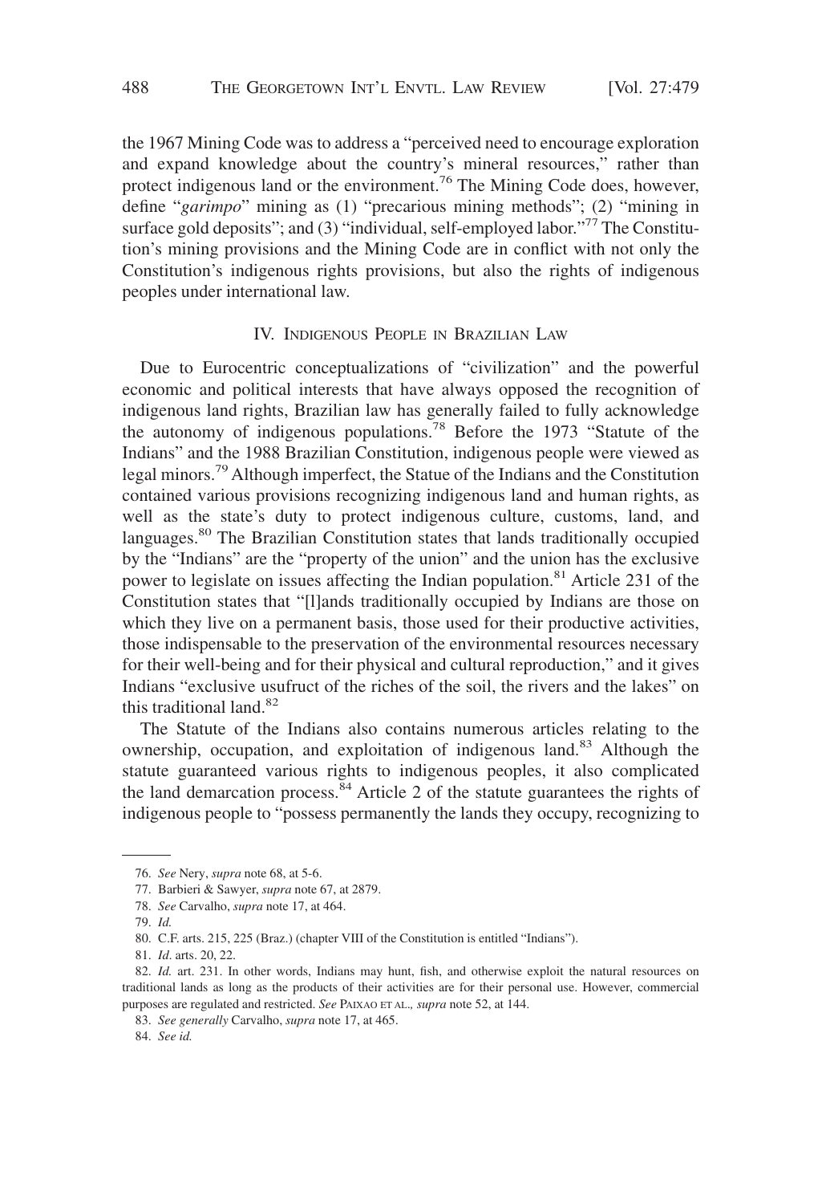the 1967 Mining Code was to address a "perceived need to encourage exploration and expand knowledge about the country's mineral resources," rather than protect indigenous land or the environment.[76] The Mining Code does, however, define "*garimpo*" mining as (1) "precarious mining methods"; (2) "mining in surface gold deposits"; and (3) "individual, self-employed labor."[77] The Constitution's mining provisions and the Mining Code are in conflict with not only the Constitution's indigenous rights provisions, but also the rights of indigenous peoples under international law.

## IV. Indigenous People in Brazilian Law

Due to Eurocentric conceptualizations of "civilization" and the powerful economic and political interests that have always opposed the recognition of indigenous land rights, Brazilian law has generally failed to fully acknowledge the autonomy of indigenous populations.[78] Before the 1973 "Statute of the Indians" and the 1988 Brazilian Constitution, indigenous people were viewed as legal minors.[79] Although imperfect, the Statue of the Indians and the Constitution contained various provisions recognizing indigenous land and human rights, as well as the state's duty to protect indigenous culture, customs, land, and languages.[80] The Brazilian Constitution states that lands traditionally occupied by the "Indians" are the "property of the union" and the union has the exclusive power to legislate on issues affecting the Indian population.[81] Article 231 of the Constitution states that "[l]ands traditionally occupied by Indians are those on which they live on a permanent basis, those used for their productive activities, those indispensable to the preservation of the environmental resources necessary for their well-being and for their physical and cultural reproduction," and it gives Indians "exclusive usufruct of the riches of the soil, the rivers and the lakes" on this traditional land.[82]

The Statute of the Indians also contains numerous articles relating to the ownership, occupation, and exploitation of indigenous land.[83] Although the statute guaranteed various rights to indigenous peoples, it also complicated the land demarcation process.[84] Article 2 of the statute guarantees the rights of indigenous people to "possess permanently the lands they occupy, recognizing to

---

76. *See* Nery, *supra* note 68, at 5-6.

77. Barbieri & Sawyer, *supra* note 67, at 2879.

78. *See* Carvalho, *supra* note 17, at 464.

79. *Id.*

80. C.F. arts. 215, 225 (Braz.) (chapter VIII of the Constitution is entitled "Indians").

81. *Id*. arts. 20, 22.

82. *Id.* art. 231. In other words, Indians may hunt, fish, and otherwise exploit the natural resources on traditional lands as long as the products of their activities are for their personal use. However, commercial purposes are regulated and restricted. *See* Paixao et al., *supra* note 52, at 144.

83. *See generally* Carvalho, *supra* note 17, at 465.

84. *See id.*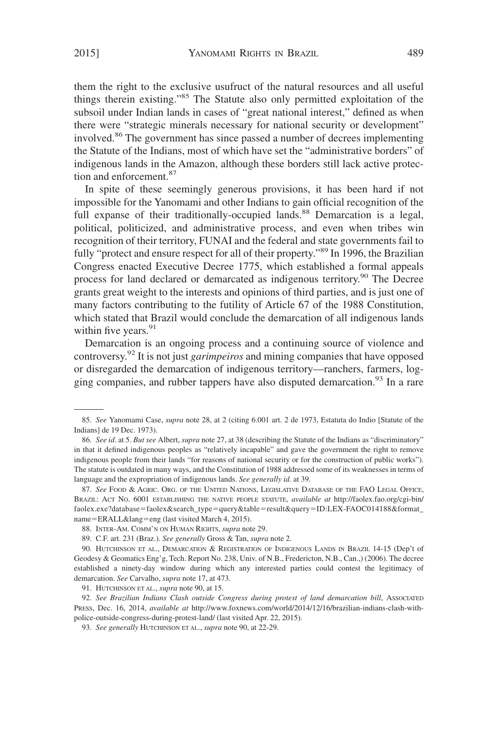them the right to the exclusive usufruct of the natural resources and all useful things therein existing."[85] The Statute also only permitted exploitation of the subsoil under Indian lands in cases of "great national interest," defined as when there were "strategic minerals necessary for national security or development" involved.[86] The government has since passed a number of decrees implementing the Statute of the Indians, most of which have set the "administrative borders" of indigenous lands in the Amazon, although these borders still lack active protection and enforcement.[87]

In spite of these seemingly generous provisions, it has been hard if not impossible for the Yanomami and other Indians to gain official recognition of the full expanse of their traditionally-occupied lands.[88] Demarcation is a legal, political, politicized, and administrative process, and even when tribes win recognition of their territory, FUNAI and the federal and state governments fail to fully "protect and ensure respect for all of their property."[89] In 1996, the Brazilian Congress enacted Executive Decree 1775, which established a formal appeals process for land declared or demarcated as indigenous territory.[90] The Decree grants great weight to the interests and opinions of third parties, and is just one of many factors contributing to the futility of Article 67 of the 1988 Constitution, which stated that Brazil would conclude the demarcation of all indigenous lands within five years.[91]

Demarcation is an ongoing process and a continuing source of violence and controversy.[92] It is not just *garimpeiros* and mining companies that have opposed or disregarded the demarcation of indigenous territory—ranchers, farmers, logging companies, and rubber tappers have also disputed demarcation.[93] In a rare

---

85. *See* Yanomami Case, *supra* note 28, at 2 (citing 6.001 art. 2 de 1973, Estatuta do Indio [Statute of the Indians] de 19 Dec. 1973).

86. *See id*. at 5. *But see* Albert, *supra* note 27, at 38 (describing the Statute of the Indians as "discriminatory" in that it defined indigenous peoples as "relatively incapable" and gave the government the right to remove indigenous people from their lands "for reasons of national security or for the construction of public works"). The statute is outdated in many ways, and the Constitution of 1988 addressed some of its weaknesses in terms of language and the expropriation of indigenous lands. *See generally id.* at 39.

87. *See* Food & Agric. Org. of the United Nations, Legislative Database of the FAO Legal Office, Brazil: Act No. 6001 establishing the native people statute, *available at* http://faolex.fao.org/cgi-bin/faolex.exe?database=faolex&search_type=query&table=result&query=ID:LEX-FAOC014188&format_name=ERALL&lang=eng (last visited March 4, 2015).

88. Inter-Am. Comm'n on Human Rights, *supra* note 29.

89. C.F. art. 231 (Braz.). *See generally* Gross & Tan, *supra* note 2.

90. Hutchinson et al., Demarcation & Registration of Indigenous Lands in Brazil 14-15 (Dep't of Geodesy & Geomatics Eng'g, Tech. Report No. 238, Univ. of N.B., Fredericton, N.B., Can.,) (2006). The decree established a ninety-day window during which any interested parties could contest the legitimacy of demarcation. *See* Carvalho, *supra* note 17, at 473.

91. Hutchinson et al., *supra* note 90, at 15.

92. *See Brazilian Indians Clash outside Congress during protest of land demarcation bill*, Associated Press, Dec. 16, 2014, *available at* http://www.foxnews.com/world/2014/12/16/brazilian-indians-clash-with-police-outside-congress-during-protest-land/ (last visited Apr. 22, 2015).

93. *See generally* Hutchinson et al., *supra* note 90, at 22-29.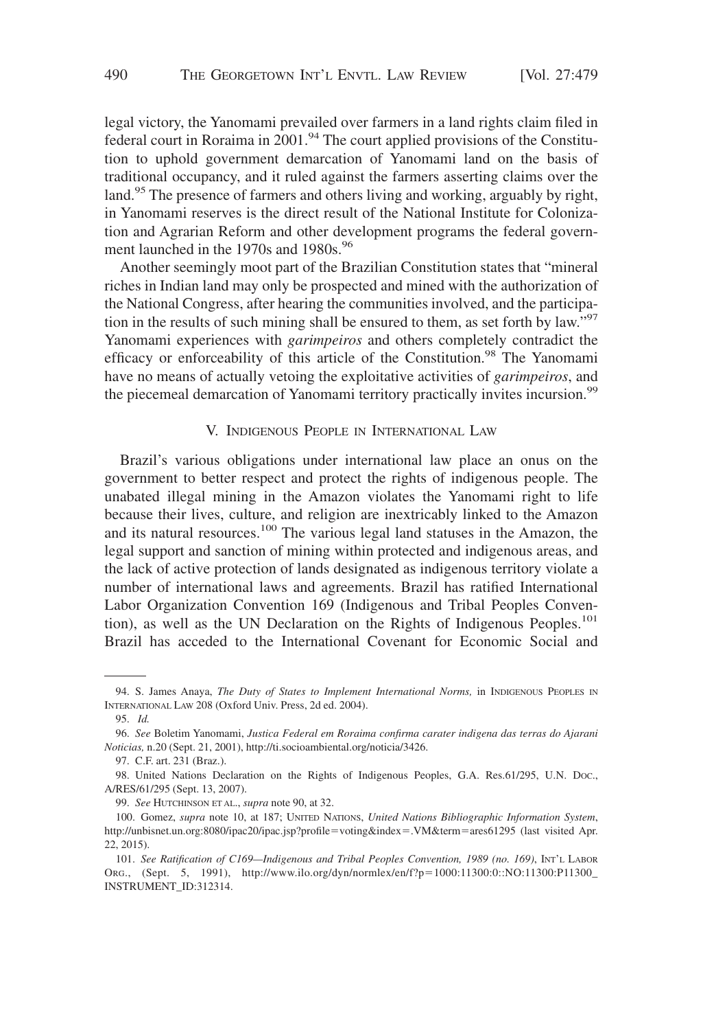legal victory, the Yanomami prevailed over farmers in a land rights claim filed in federal court in Roraima in 2001.[94] The court applied provisions of the Constitution to uphold government demarcation of Yanomami land on the basis of traditional occupancy, and it ruled against the farmers asserting claims over the land.[95] The presence of farmers and others living and working, arguably by right, in Yanomami reserves is the direct result of the National Institute for Colonization and Agrarian Reform and other development programs the federal government launched in the 1970s and 1980s.[96]

Another seemingly moot part of the Brazilian Constitution states that "mineral riches in Indian land may only be prospected and mined with the authorization of the National Congress, after hearing the communities involved, and the participation in the results of such mining shall be ensured to them, as set forth by law."[97] Yanomami experiences with *garimpeiros* and others completely contradict the efficacy or enforceability of this article of the Constitution.[98] The Yanomami have no means of actually vetoing the exploitative activities of *garimpeiros*, and the piecemeal demarcation of Yanomami territory practically invites incursion.[99]

## V. Indigenous People in International Law

Brazil's various obligations under international law place an onus on the government to better respect and protect the rights of indigenous people. The unabated illegal mining in the Amazon violates the Yanomami right to life because their lives, culture, and religion are inextricably linked to the Amazon and its natural resources.[100] The various legal land statuses in the Amazon, the legal support and sanction of mining within protected and indigenous areas, and the lack of active protection of lands designated as indigenous territory violate a number of international laws and agreements. Brazil has ratified International Labor Organization Convention 169 (Indigenous and Tribal Peoples Convention), as well as the UN Declaration on the Rights of Indigenous Peoples.[101] Brazil has acceded to the International Covenant for Economic Social and

---

94. S. James Anaya, *The Duty of States to Implement International Norms,* in Indigenous Peoples in International Law 208 (Oxford Univ. Press, 2d ed. 2004).

95. *Id.*

96. *See* Boletim Yanomami, *Justica Federal em Roraima confirma carater indigena das terras do Ajarani Noticias,* n.20 (Sept. 21, 2001), http://ti.socioambiental.org/noticia/3426.

97. C.F. art. 231 (Braz.).

98. United Nations Declaration on the Rights of Indigenous Peoples, G.A. Res.61/295, U.N. Doc., A/RES/61/295 (Sept. 13, 2007).

99. *See* Hutchinson et al., *supra* note 90, at 32.

100. Gomez, *supra* note 10, at 187; United Nations, *United Nations Bibliographic Information System*, http://unbisnet.un.org:8080/ipac20/ipac.jsp?profile=voting&index=.VM&term=ares61295 (last visited Apr. 22, 2015).

101. *See Ratification of C169—Indigenous and Tribal Peoples Convention, 1989 (no. 169)*, Int'l Labor Org., (Sept. 5, 1991), http://www.ilo.org/dyn/normlex/en/f?p=1000:11300:0::NO:11300:P11300_INSTRUMENT_ID:312314.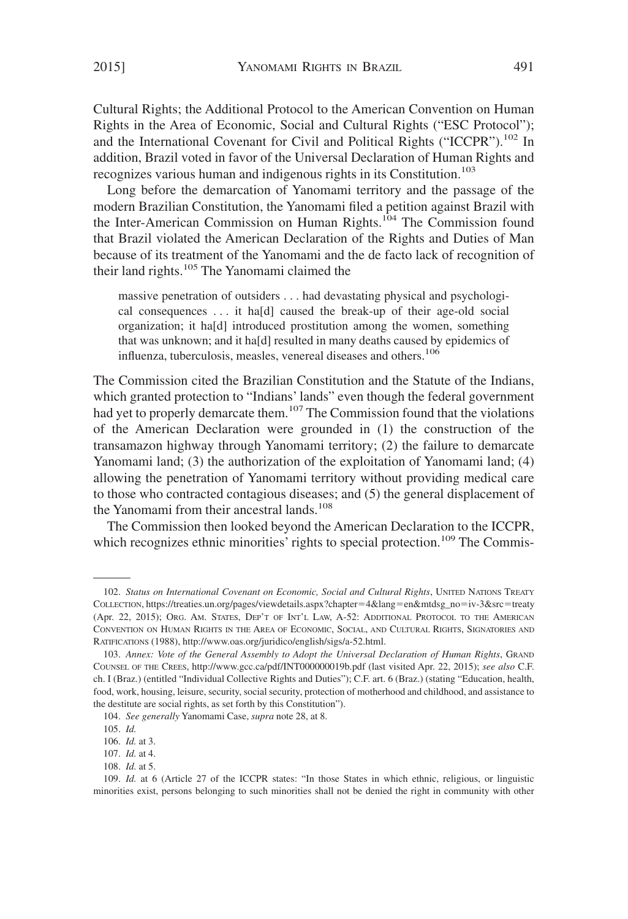Cultural Rights; the Additional Protocol to the American Convention on Human Rights in the Area of Economic, Social and Cultural Rights ("ESC Protocol"); and the International Covenant for Civil and Political Rights ("ICCPR").[102] In addition, Brazil voted in favor of the Universal Declaration of Human Rights and recognizes various human and indigenous rights in its Constitution.[103]

Long before the demarcation of Yanomami territory and the passage of the modern Brazilian Constitution, the Yanomami filed a petition against Brazil with the Inter-American Commission on Human Rights.[104] The Commission found that Brazil violated the American Declaration of the Rights and Duties of Man because of its treatment of the Yanomami and the de facto lack of recognition of their land rights.[105] The Yanomami claimed the

> massive penetration of outsiders . . . had devastating physical and psychological consequences . . . it ha[d] caused the break-up of their age-old social organization; it ha[d] introduced prostitution among the women, something that was unknown; and it ha[d] resulted in many deaths caused by epidemics of influenza, tuberculosis, measles, venereal diseases and others.[106]

The Commission cited the Brazilian Constitution and the Statute of the Indians, which granted protection to "Indians' lands" even though the federal government had yet to properly demarcate them.[107] The Commission found that the violations of the American Declaration were grounded in (1) the construction of the transamazon highway through Yanomami territory; (2) the failure to demarcate Yanomami land; (3) the authorization of the exploitation of Yanomami land; (4) allowing the penetration of Yanomami territory without providing medical care to those who contracted contagious diseases; and (5) the general displacement of the Yanomami from their ancestral lands.[108]

The Commission then looked beyond the American Declaration to the ICCPR, which recognizes ethnic minorities' rights to special protection.[109] The Commis-

---

102. *Status on International Covenant on Economic, Social and Cultural Rights*, UNITED NATIONS TREATY COLLECTION, https://treaties.un.org/pages/viewdetails.aspx?chapter=4&lang=en&mtdsg_no=iv-3&src=treaty (Apr. 22, 2015); ORG. AM. STATES, DEP'T OF INT'L LAW, A-52: ADDITIONAL PROTOCOL TO THE AMERICAN CONVENTION ON HUMAN RIGHTS IN THE AREA OF ECONOMIC, SOCIAL, AND CULTURAL RIGHTS, SIGNATORIES AND RATIFICATIONS (1988), http://www.oas.org/juridico/english/sigs/a-52.html.

103. *Annex: Vote of the General Assembly to Adopt the Universal Declaration of Human Rights*, GRAND COUNSEL OF THE CREES, http://www.gcc.ca/pdf/INT000000019b.pdf (last visited Apr. 22, 2015); *see also* C.F. ch. I (Braz.) (entitled "Individual Collective Rights and Duties"); C.F. art. 6 (Braz.) (stating "Education, health, food, work, housing, leisure, security, social security, protection of motherhood and childhood, and assistance to the destitute are social rights, as set forth by this Constitution").

104. *See generally* Yanomami Case, *supra* note 28, at 8.

105. *Id.*

106. *Id.* at 3.

107. *Id.* at 4.

108. *Id.* at 5.

109. *Id.* at 6 (Article 27 of the ICCPR states: "In those States in which ethnic, religious, or linguistic minorities exist, persons belonging to such minorities shall not be denied the right in community with other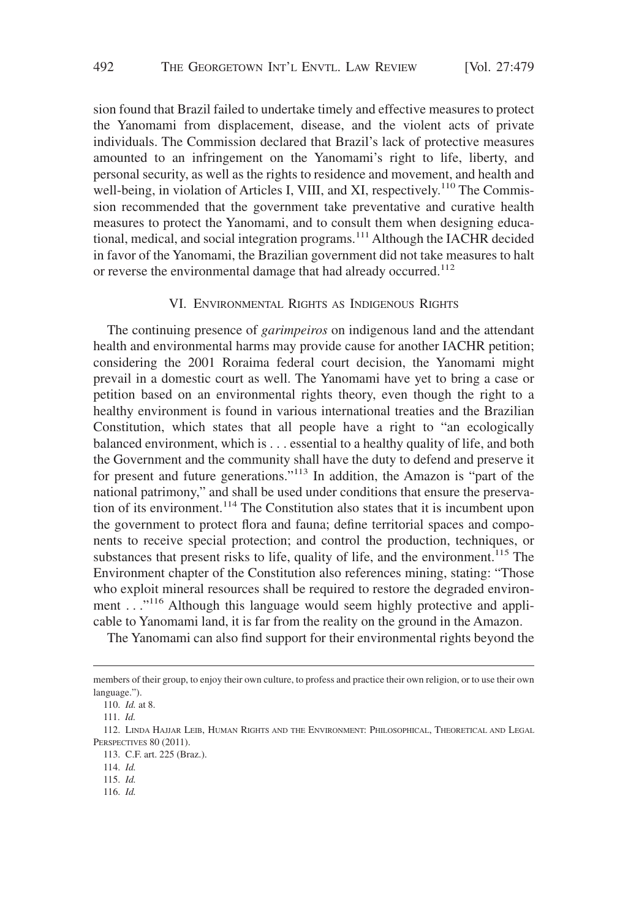sion found that Brazil failed to undertake timely and effective measures to protect the Yanomami from displacement, disease, and the violent acts of private individuals. The Commission declared that Brazil's lack of protective measures amounted to an infringement on the Yanomami's right to life, liberty, and personal security, as well as the rights to residence and movement, and health and well-being, in violation of Articles I, VIII, and XI, respectively.[110] The Commission recommended that the government take preventative and curative health measures to protect the Yanomami, and to consult them when designing educational, medical, and social integration programs.[111] Although the IACHR decided in favor of the Yanomami, the Brazilian government did not take measures to halt or reverse the environmental damage that had already occurred.[112]

## VI. Environmental Rights as Indigenous Rights

The continuing presence of *garimpeiros* on indigenous land and the attendant health and environmental harms may provide cause for another IACHR petition; considering the 2001 Roraima federal court decision, the Yanomami might prevail in a domestic court as well. The Yanomami have yet to bring a case or petition based on an environmental rights theory, even though the right to a healthy environment is found in various international treaties and the Brazilian Constitution, which states that all people have a right to "an ecologically balanced environment, which is . . . essential to a healthy quality of life, and both the Government and the community shall have the duty to defend and preserve it for present and future generations."[113] In addition, the Amazon is "part of the national patrimony," and shall be used under conditions that ensure the preservation of its environment.[114] The Constitution also states that it is incumbent upon the government to protect flora and fauna; define territorial spaces and components to receive special protection; and control the production, techniques, or substances that present risks to life, quality of life, and the environment.[115] The Environment chapter of the Constitution also references mining, stating: "Those who exploit mineral resources shall be required to restore the degraded environment . . ."[116] Although this language would seem highly protective and applicable to Yanomami land, it is far from the reality on the ground in the Amazon.

The Yanomami can also find support for their environmental rights beyond the

---

members of their group, to enjoy their own culture, to profess and practice their own religion, or to use their own language.").

110. *Id.* at 8.

111. *Id.*

112. Linda Hajjar Leib, Human Rights and the Environment: Philosophical, Theoretical and Legal Perspectives 80 (2011).

113. C.F. art. 225 (Braz.).

114. *Id.*

115. *Id.*

116. *Id.*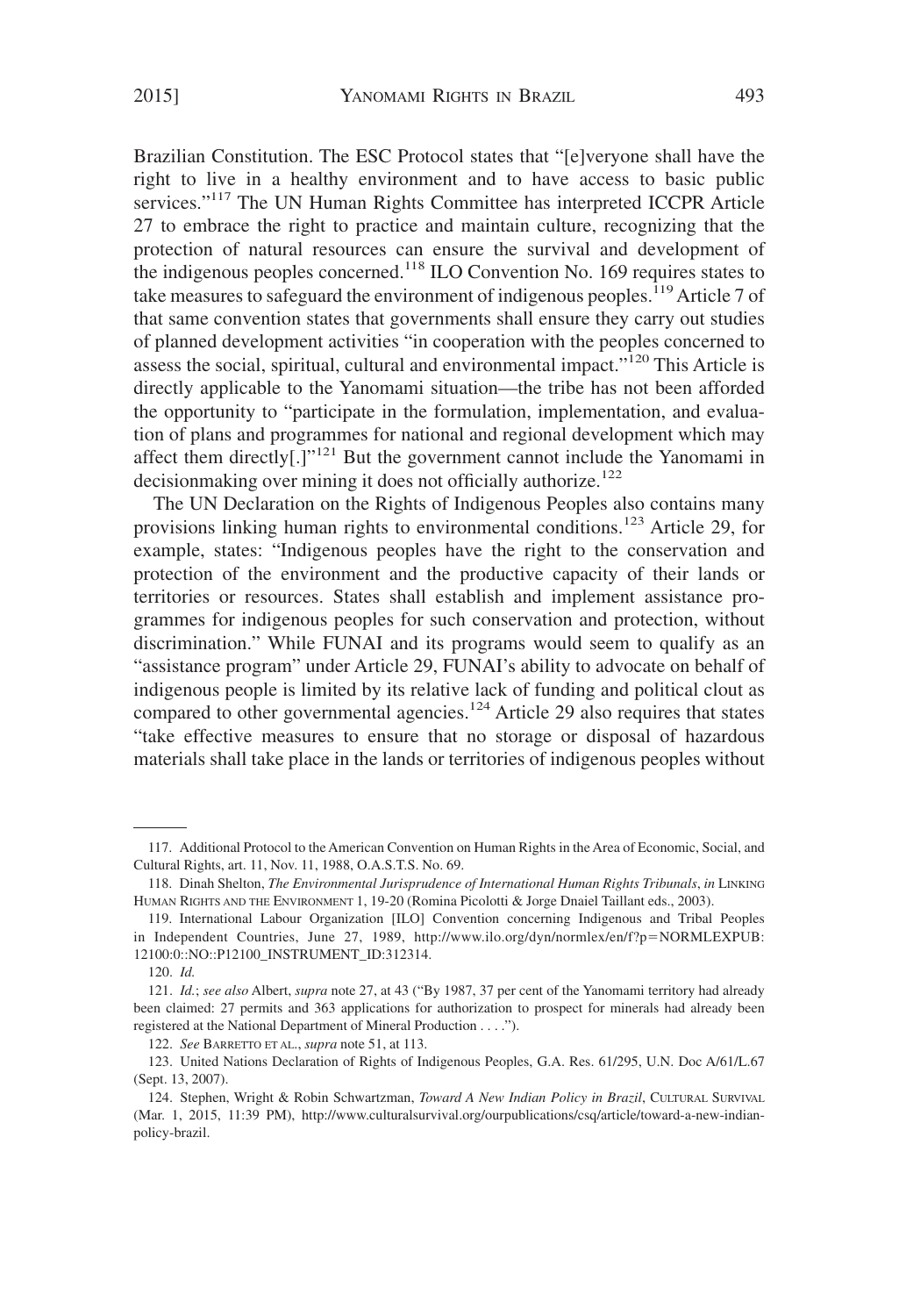Brazilian Constitution. The ESC Protocol states that "[e]veryone shall have the right to live in a healthy environment and to have access to basic public services."[117] The UN Human Rights Committee has interpreted ICCPR Article 27 to embrace the right to practice and maintain culture, recognizing that the protection of natural resources can ensure the survival and development of the indigenous peoples concerned.[118] ILO Convention No. 169 requires states to take measures to safeguard the environment of indigenous peoples.[119] Article 7 of that same convention states that governments shall ensure they carry out studies of planned development activities "in cooperation with the peoples concerned to assess the social, spiritual, cultural and environmental impact."[120] This Article is directly applicable to the Yanomami situation—the tribe has not been afforded the opportunity to "participate in the formulation, implementation, and evaluation of plans and programmes for national and regional development which may affect them directly[.]"[121] But the government cannot include the Yanomami in decisionmaking over mining it does not officially authorize.[122]

The UN Declaration on the Rights of Indigenous Peoples also contains many provisions linking human rights to environmental conditions.[123] Article 29, for example, states: "Indigenous peoples have the right to the conservation and protection of the environment and the productive capacity of their lands or territories or resources. States shall establish and implement assistance programmes for indigenous peoples for such conservation and protection, without discrimination." While FUNAI and its programs would seem to qualify as an "assistance program" under Article 29, FUNAI's ability to advocate on behalf of indigenous people is limited by its relative lack of funding and political clout as compared to other governmental agencies.[124] Article 29 also requires that states "take effective measures to ensure that no storage or disposal of hazardous materials shall take place in the lands or territories of indigenous peoples without

---

117. Additional Protocol to the American Convention on Human Rights in the Area of Economic, Social, and Cultural Rights, art. 11, Nov. 11, 1988, O.A.S.T.S. No. 69.

118. Dinah Shelton, *The Environmental Jurisprudence of International Human Rights Tribunals*, *in* LINKING HUMAN RIGHTS AND THE ENVIRONMENT 1, 19-20 (Romina Picolotti & Jorge Dnaiel Taillant eds., 2003).

119. International Labour Organization [ILO] Convention concerning Indigenous and Tribal Peoples in Independent Countries, June 27, 1989, http://www.ilo.org/dyn/normlex/en/f?p=NORMLEXPUB:12100:0::NO::P12100_INSTRUMENT_ID:312314.

120. *Id.*

121. *Id.*; *see also* Albert, *supra* note 27, at 43 ("By 1987, 37 per cent of the Yanomami territory had already been claimed: 27 permits and 363 applications for authorization to prospect for minerals had already been registered at the National Department of Mineral Production . . . .").

122. *See* BARRETTO ET AL., *supra* note 51, at 113.

123. United Nations Declaration of Rights of Indigenous Peoples, G.A. Res. 61/295, U.N. Doc A/61/L.67 (Sept. 13, 2007).

124. Stephen, Wright & Robin Schwartzman, *Toward A New Indian Policy in Brazil*, CULTURAL SURVIVAL (Mar. 1, 2015, 11:39 PM), http://www.culturalsurvival.org/ourpublications/csq/article/toward-a-new-indian-policy-brazil.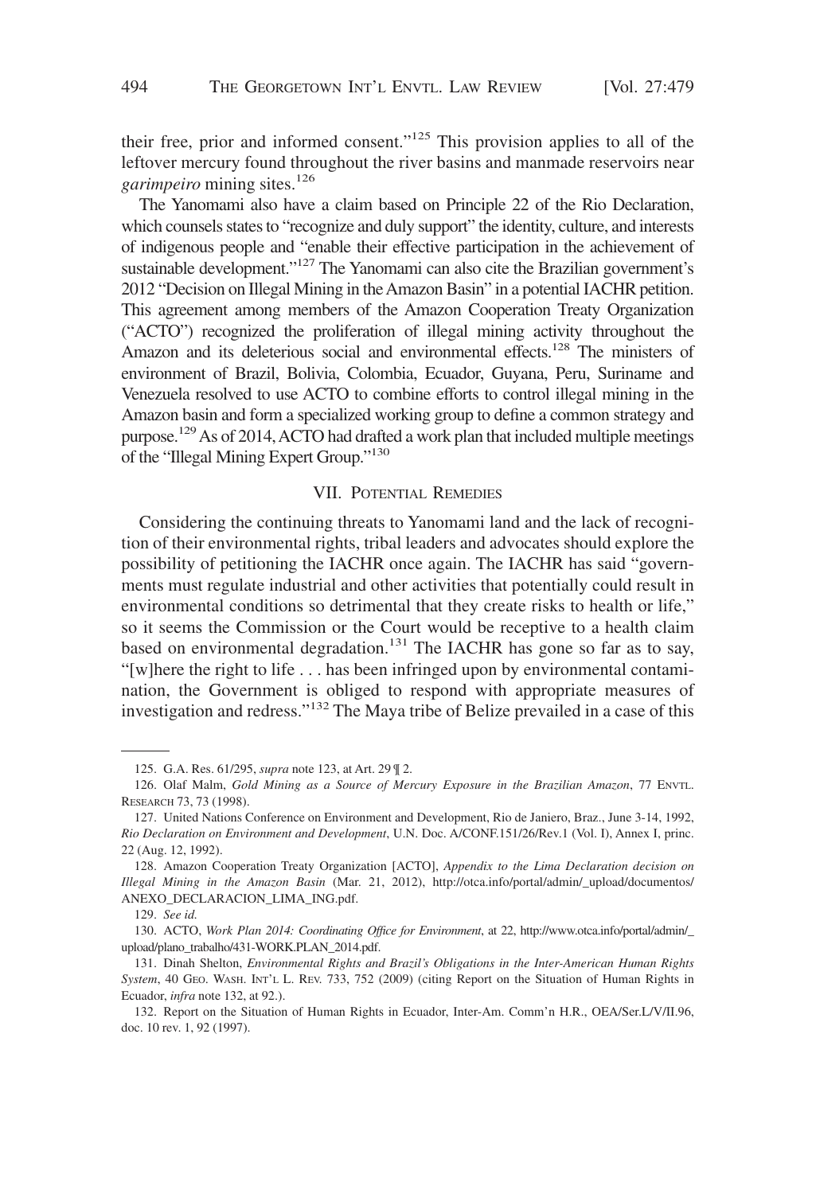their free, prior and informed consent."[125] This provision applies to all of the leftover mercury found throughout the river basins and manmade reservoirs near *garimpeiro* mining sites.[126]

The Yanomami also have a claim based on Principle 22 of the Rio Declaration, which counsels states to "recognize and duly support" the identity, culture, and interests of indigenous people and "enable their effective participation in the achievement of sustainable development."[127] The Yanomami can also cite the Brazilian government's 2012 "Decision on Illegal Mining in the Amazon Basin" in a potential IACHR petition. This agreement among members of the Amazon Cooperation Treaty Organization ("ACTO") recognized the proliferation of illegal mining activity throughout the Amazon and its deleterious social and environmental effects.[128] The ministers of environment of Brazil, Bolivia, Colombia, Ecuador, Guyana, Peru, Suriname and Venezuela resolved to use ACTO to combine efforts to control illegal mining in the Amazon basin and form a specialized working group to define a common strategy and purpose.[129] As of 2014, ACTO had drafted a work plan that included multiple meetings of the "Illegal Mining Expert Group."[130]

## VII. Potential Remedies

Considering the continuing threats to Yanomami land and the lack of recognition of their environmental rights, tribal leaders and advocates should explore the possibility of petitioning the IACHR once again. The IACHR has said "governments must regulate industrial and other activities that potentially could result in environmental conditions so detrimental that they create risks to health or life," so it seems the Commission or the Court would be receptive to a health claim based on environmental degradation.[131] The IACHR has gone so far as to say, "[w]here the right to life . . . has been infringed upon by environmental contamination, the Government is obliged to respond with appropriate measures of investigation and redress."[132] The Maya tribe of Belize prevailed in a case of this

---

125. G.A. Res. 61/295, *supra* note 123, at Art. 29 ¶ 2.

126. Olaf Malm, *Gold Mining as a Source of Mercury Exposure in the Brazilian Amazon*, 77 Envtl. Research 73, 73 (1998).

127. United Nations Conference on Environment and Development, Rio de Janiero, Braz., June 3-14, 1992, *Rio Declaration on Environment and Development*, U.N. Doc. A/CONF.151/26/Rev.1 (Vol. I), Annex I, princ. 22 (Aug. 12, 1992).

128. Amazon Cooperation Treaty Organization [ACTO], *Appendix to the Lima Declaration decision on Illegal Mining in the Amazon Basin* (Mar. 21, 2012), http://otca.info/portal/admin/_upload/documentos/ANEXO_DECLARACION_LIMA_ING.pdf.

129. *See id.*

130. ACTO, *Work Plan 2014: Coordinating Office for Environment*, at 22, http://www.otca.info/portal/admin/_upload/plano_trabalho/431-WORK.PLAN_2014.pdf.

131. Dinah Shelton, *Environmental Rights and Brazil's Obligations in the Inter-American Human Rights System*, 40 Geo. Wash. Int'l L. Rev. 733, 752 (2009) (citing Report on the Situation of Human Rights in Ecuador, *infra* note 132, at 92.).

132. Report on the Situation of Human Rights in Ecuador, Inter-Am. Comm'n H.R., OEA/Ser.L/V/II.96, doc. 10 rev. 1, 92 (1997).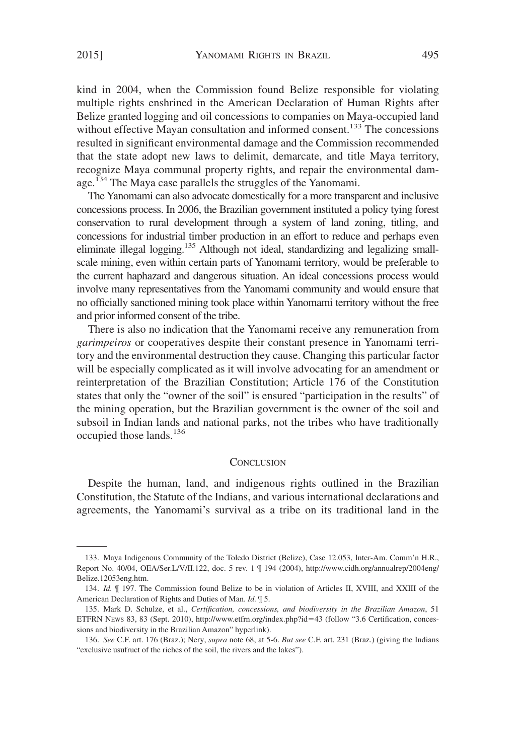kind in 2004, when the Commission found Belize responsible for violating multiple rights enshrined in the American Declaration of Human Rights after Belize granted logging and oil concessions to companies on Maya-occupied land without effective Mayan consultation and informed consent.[133] The concessions resulted in significant environmental damage and the Commission recommended that the state adopt new laws to delimit, demarcate, and title Maya territory, recognize Maya communal property rights, and repair the environmental damage.[134] The Maya case parallels the struggles of the Yanomami.

The Yanomami can also advocate domestically for a more transparent and inclusive concessions process. In 2006, the Brazilian government instituted a policy tying forest conservation to rural development through a system of land zoning, titling, and concessions for industrial timber production in an effort to reduce and perhaps even eliminate illegal logging.[135] Although not ideal, standardizing and legalizing small-scale mining, even within certain parts of Yanomami territory, would be preferable to the current haphazard and dangerous situation. An ideal concessions process would involve many representatives from the Yanomami community and would ensure that no officially sanctioned mining took place within Yanomami territory without the free and prior informed consent of the tribe.

There is also no indication that the Yanomami receive any remuneration from *garimpeiros* or cooperatives despite their constant presence in Yanomami territory and the environmental destruction they cause. Changing this particular factor will be especially complicated as it will involve advocating for an amendment or reinterpretation of the Brazilian Constitution; Article 176 of the Constitution states that only the "owner of the soil" is ensured "participation in the results" of the mining operation, but the Brazilian government is the owner of the soil and subsoil in Indian lands and national parks, not the tribes who have traditionally occupied those lands.[136]

## Conclusion

Despite the human, land, and indigenous rights outlined in the Brazilian Constitution, the Statute of the Indians, and various international declarations and agreements, the Yanomami's survival as a tribe on its traditional land in the

---

133. Maya Indigenous Community of the Toledo District (Belize), Case 12.053, Inter-Am. Comm'n H.R., Report No. 40/04, OEA/Ser.L/V/II.122, doc. 5 rev. 1 ¶ 194 (2004), http://www.cidh.org/annualrep/2004eng/Belize.12053eng.htm.

134. *Id.* ¶ 197. The Commission found Belize to be in violation of Articles II, XVIII, and XXIII of the American Declaration of Rights and Duties of Man. *Id.* ¶ 5.

135. Mark D. Schulze, et al., *Certification, concessions, and biodiversity in the Brazilian Amazon*, 51 ETFRN News 83, 83 (Sept. 2010), http://www.etfrn.org/index.php?id=43 (follow "3.6 Certification, concessions and biodiversity in the Brazilian Amazon" hyperlink).

136. *See* C.F. art. 176 (Braz.); Nery, *supra* note 68, at 5-6. *But see* C.F. art. 231 (Braz.) (giving the Indians "exclusive usufruct of the riches of the soil, the rivers and the lakes").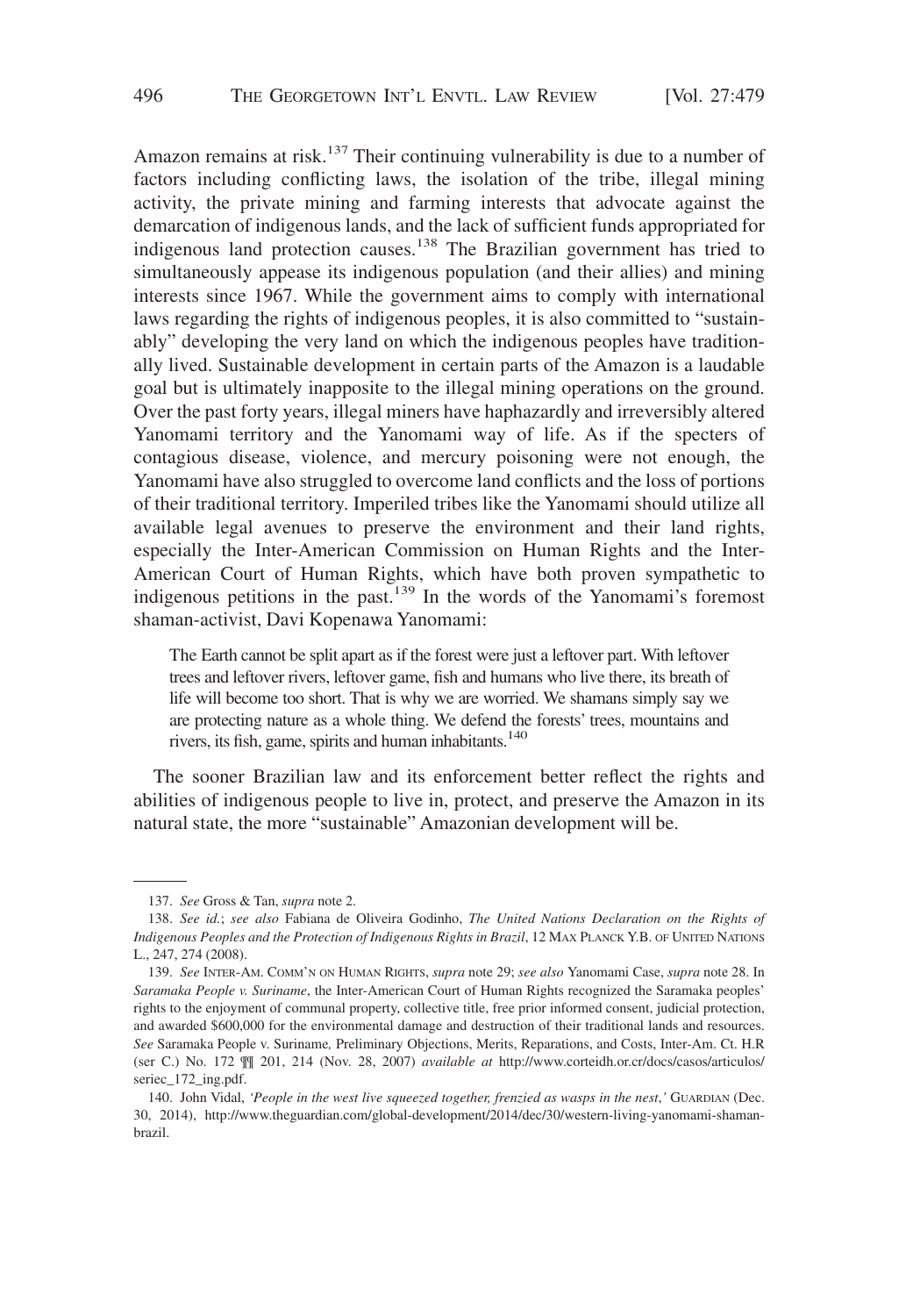Amazon remains at risk.[137] Their continuing vulnerability is due to a number of factors including conflicting laws, the isolation of the tribe, illegal mining activity, the private mining and farming interests that advocate against the demarcation of indigenous lands, and the lack of sufficient funds appropriated for indigenous land protection causes.[138] The Brazilian government has tried to simultaneously appease its indigenous population (and their allies) and mining interests since 1967. While the government aims to comply with international laws regarding the rights of indigenous peoples, it is also committed to "sustainably" developing the very land on which the indigenous peoples have traditionally lived. Sustainable development in certain parts of the Amazon is a laudable goal but is ultimately inapposite to the illegal mining operations on the ground. Over the past forty years, illegal miners have haphazardly and irreversibly altered Yanomami territory and the Yanomami way of life. As if the specters of contagious disease, violence, and mercury poisoning were not enough, the Yanomami have also struggled to overcome land conflicts and the loss of portions of their traditional territory. Imperiled tribes like the Yanomami should utilize all available legal avenues to preserve the environment and their land rights, especially the Inter-American Commission on Human Rights and the Inter-American Court of Human Rights, which have both proven sympathetic to indigenous petitions in the past.[139] In the words of the Yanomami's foremost shaman-activist, Davi Kopenawa Yanomami:

> The Earth cannot be split apart as if the forest were just a leftover part. With leftover trees and leftover rivers, leftover game, fish and humans who live there, its breath of life will become too short. That is why we are worried. We shamans simply say we are protecting nature as a whole thing. We defend the forests' trees, mountains and rivers, its fish, game, spirits and human inhabitants.[140]

The sooner Brazilian law and its enforcement better reflect the rights and abilities of indigenous people to live in, protect, and preserve the Amazon in its natural state, the more "sustainable" Amazonian development will be.

---

137. *See* Gross & Tan, *supra* note 2.

138. *See id.*; *see also* Fabiana de Oliveira Godinho, *The United Nations Declaration on the Rights of Indigenous Peoples and the Protection of Indigenous Rights in Brazil*, 12 MAX PLANCK Y.B. OF UNITED NATIONS L., 247, 274 (2008).

139. *See* INTER-AM. COMM'N ON HUMAN RIGHTS, *supra* note 29; *see also* Yanomami Case, *supra* note 28. In *Saramaka People v. Suriname*, the Inter-American Court of Human Rights recognized the Saramaka peoples' rights to the enjoyment of communal property, collective title, free prior informed consent, judicial protection, and awarded $600,000 for the environmental damage and destruction of their traditional lands and resources. *See* Saramaka People v. Suriname*,* Preliminary Objections, Merits, Reparations, and Costs, Inter-Am. Ct. H.R (ser C.) No. 172 ¶¶ 201, 214 (Nov. 28, 2007) *available at* http://www.corteidh.or.cr/docs/casos/articulos/seriec_172_ing.pdf.

140. John Vidal, *'People in the west live squeezed together, frenzied as wasps in the nest*,*'* GUARDIAN (Dec. 30, 2014), http://www.theguardian.com/global-development/2014/dec/30/western-living-yanomami-shaman-brazil.